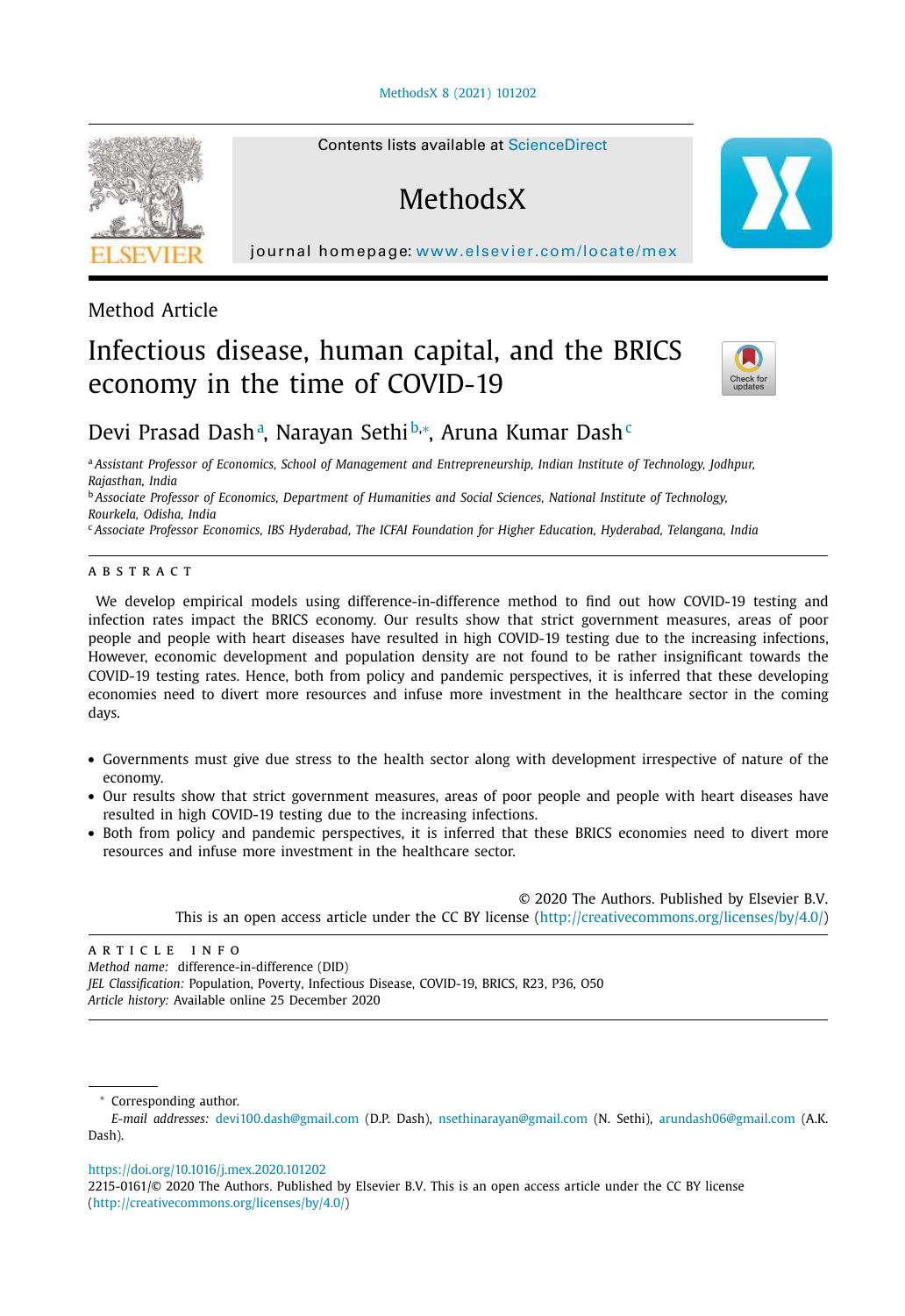Method Article

# Infectious disease, human capital, and the BRICS economy in the time of COVID-19

Devi Prasad Dash[a], Narayan Sethi[b,*], Aruna Kumar Dash[c]

[a] Assistant Professor of Economics, School of Management and Entrepreneurship, Indian Institute of Technology, Jodhpur, Rajasthan, India

[b] Associate Professor of Economics, Department of Humanities and Social Sciences, National Institute of Technology, Rourkela, Odisha, India

[c] Associate Professor Economics, IBS Hyderabad, The ICFAI Foundation for Higher Education, Hyderabad, Telangana, India

## ABSTRACT

We develop empirical models using difference-in-difference method to find out how COVID-19 testing and infection rates impact the BRICS economy. Our results show that strict government measures, areas of poor people and people with heart diseases have resulted in high COVID-19 testing due to the increasing infections, However, economic development and population density are not found to be rather insignificant towards the COVID-19 testing rates. Hence, both from policy and pandemic perspectives, it is inferred that these developing economies need to divert more resources and infuse more investment in the healthcare sector in the coming days.

- Governments must give due stress to the health sector along with development irrespective of nature of the economy.
- Our results show that strict government measures, areas of poor people and people with heart diseases have resulted in high COVID-19 testing due to the increasing infections.
- Both from policy and pandemic perspectives, it is inferred that these BRICS economies need to divert more resources and infuse more investment in the healthcare sector.

© 2020 The Authors. Published by Elsevier B.V.
This is an open access article under the CC BY license (http://creativecommons.org/licenses/by/4.0/)

## ARTICLE INFO

*Method name:* difference-in-difference (DID)
*JEL Classification:* Population, Poverty, Infectious Disease, COVID-19, BRICS, R23, P36, O50
*Article history:* Available online 25 December 2020

---

\* Corresponding author.
*E-mail addresses:* devi100.dash@gmail.com (D.P. Dash), nsethinarayan@gmail.com (N. Sethi), arundash06@gmail.com (A.K. Dash).

https://doi.org/10.1016/j.mex.2020.101202
2215-0161/© 2020 The Authors. Published by Elsevier B.V. This is an open access article under the CC BY license (http://creativecommons.org/licenses/by/4.0/)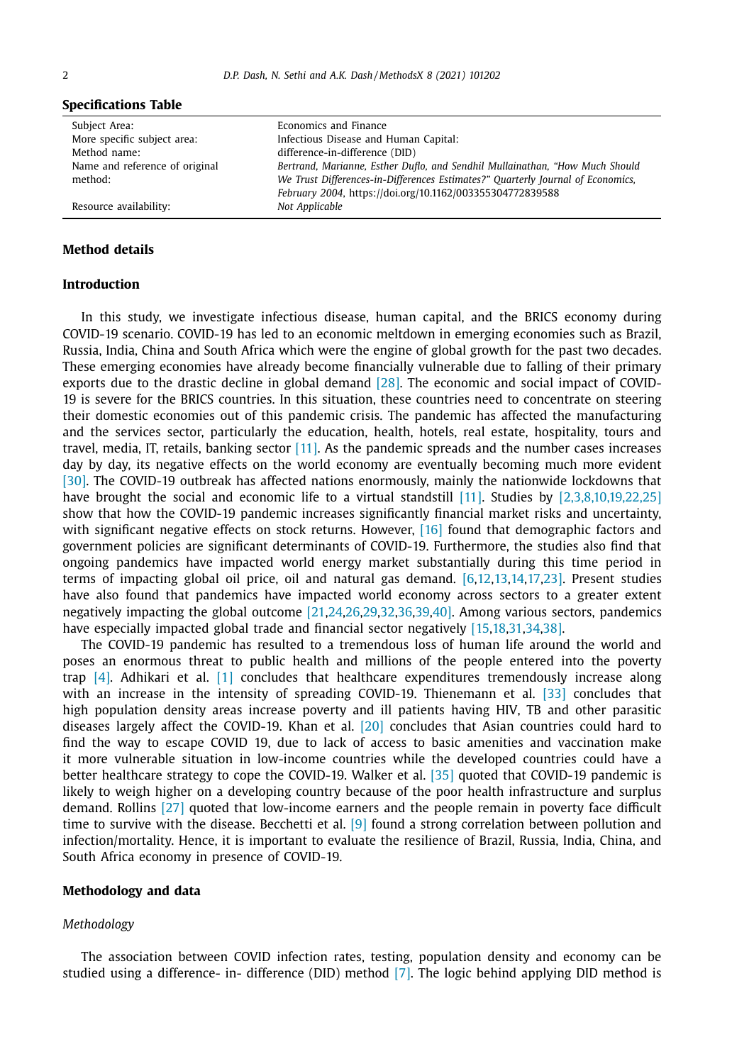**Specifications Table**

| | |
|---|---|
| Subject Area: | Economics and Finance |
| More specific subject area: | Infectious Disease and Human Capital: |
| Method name: | difference-in-difference (DID) |
| Name and reference of original method: | *Bertrand, Marianne, Esther Duflo, and Sendhil Mullainathan, "How Much Should We Trust Differences-in-Differences Estimates?" Quarterly Journal of Economics, February 2004*, https://doi.org/10.1162/003355304772839588 |
| Resource availability: | *Not Applicable* |

## Method details

### Introduction

In this study, we investigate infectious disease, human capital, and the BRICS economy during COVID-19 scenario. COVID-19 has led to an economic meltdown in emerging economies such as Brazil, Russia, India, China and South Africa which were the engine of global growth for the past two decades. These emerging economies have already become financially vulnerable due to falling of their primary exports due to the drastic decline in global demand [28]. The economic and social impact of COVID-19 is severe for the BRICS countries. In this situation, these countries need to concentrate on steering their domestic economies out of this pandemic crisis. The pandemic has affected the manufacturing and the services sector, particularly the education, health, hotels, real estate, hospitality, tours and travel, media, IT, retails, banking sector [11]. As the pandemic spreads and the number cases increases day by day, its negative effects on the world economy are eventually becoming much more evident [30]. The COVID-19 outbreak has affected nations enormously, mainly the nationwide lockdowns that have brought the social and economic life to a virtual standstill [11]. Studies by [2,3,8,10,19,22,25] show that how the COVID-19 pandemic increases significantly financial market risks and uncertainty, with significant negative effects on stock returns. However, [16] found that demographic factors and government policies are significant determinants of COVID-19. Furthermore, the studies also find that ongoing pandemics have impacted world energy market substantially during this time period in terms of impacting global oil price, oil and natural gas demand. [6,12,13,14,17,23]. Present studies have also found that pandemics have impacted world economy across sectors to a greater extent negatively impacting the global outcome [21,24,26,29,32,36,39,40]. Among various sectors, pandemics have especially impacted global trade and financial sector negatively [15,18,31,34,38].

The COVID-19 pandemic has resulted to a tremendous loss of human life around the world and poses an enormous threat to public health and millions of the people entered into the poverty trap [4]. Adhikari et al. [1] concludes that healthcare expenditures tremendously increase along with an increase in the intensity of spreading COVID-19. Thienemann et al. [33] concludes that high population density areas increase poverty and ill patients having HIV, TB and other parasitic diseases largely affect the COVID-19. Khan et al. [20] concludes that Asian countries could hard to find the way to escape COVID 19, due to lack of access to basic amenities and vaccination make it more vulnerable situation in low-income countries while the developed countries could have a better healthcare strategy to cope the COVID-19. Walker et al. [35] quoted that COVID-19 pandemic is likely to weigh higher on a developing country because of the poor health infrastructure and surplus demand. Rollins [27] quoted that low-income earners and the people remain in poverty face difficult time to survive with the disease. Becchetti et al. [9] found a strong correlation between pollution and infection/mortality. Hence, it is important to evaluate the resilience of Brazil, Russia, India, China, and South Africa economy in presence of COVID-19.

### Methodology and data

*Methodology*

The association between COVID infection rates, testing, population density and economy can be studied using a difference- in- difference (DID) method [7]. The logic behind applying DID method is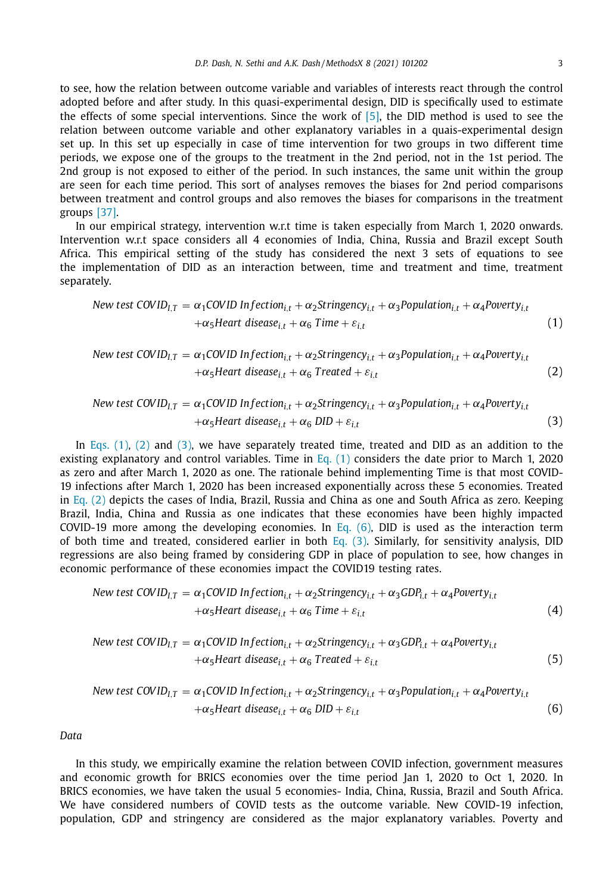to see, how the relation between outcome variable and variables of interests react through the control adopted before and after study. In this quasi-experimental design, DID is specifically used to estimate the effects of some special interventions. Since the work of [5], the DID method is used to see the relation between outcome variable and other explanatory variables in a quais-experimental design set up. In this set up especially in case of time intervention for two groups in two different time periods, we expose one of the groups to the treatment in the 2nd period, not in the 1st period. The 2nd group is not exposed to either of the period. In such instances, the same unit within the group are seen for each time period. This sort of analyses removes the biases for 2nd period comparisons between treatment and control groups and also removes the biases for comparisons in the treatment groups [37].

In our empirical strategy, intervention w.r.t time is taken especially from March 1, 2020 onwards. Intervention w.r.t space considers all 4 economies of India, China, Russia and Brazil except South Africa. This empirical setting of the study has considered the next 3 sets of equations to see the implementation of DID as an interaction between, time and treatment and time, treatment separately.

$$New\ test\ COVID_{I,T} = \alpha_1 COVID\ Infection_{i,t} + \alpha_2 Stringency_{i,t} + \alpha_3 Population_{i,t} + \alpha_4 Poverty_{i,t} + \alpha_5 Heart\ disease_{i,t} + \alpha_6\ Time + \varepsilon_{i,t} \tag{1}$$

$$New\ test\ COVID_{I,T} = \alpha_1 COVID\ Infection_{i,t} + \alpha_2 Stringency_{i,t} + \alpha_3 Population_{i,t} + \alpha_4 Poverty_{i,t} + \alpha_5 Heart\ disease_{i,t} + \alpha_6\ Treated + \varepsilon_{i,t} \tag{2}$$

$$New\ test\ COVID_{I,T} = \alpha_1 COVID\ Infection_{i,t} + \alpha_2 Stringency_{i,t} + \alpha_3 Population_{i,t} + \alpha_4 Poverty_{i,t} + \alpha_5 Heart\ disease_{i,t} + \alpha_6\ DID + \varepsilon_{i,t} \tag{3}$$

In Eqs. (1), (2) and (3), we have separately treated time, treated and DID as an addition to the existing explanatory and control variables. Time in Eq. (1) considers the date prior to March 1, 2020 as zero and after March 1, 2020 as one. The rationale behind implementing Time is that most COVID-19 infections after March 1, 2020 has been increased exponentially across these 5 economies. Treated in Eq. (2) depicts the cases of India, Brazil, Russia and China as one and South Africa as zero. Keeping Brazil, India, China and Russia as one indicates that these economies have been highly impacted COVID-19 more among the developing economies. In Eq. (6), DID is used as the interaction term of both time and treated, considered earlier in both Eq. (3). Similarly, for sensitivity analysis, DID regressions are also being framed by considering GDP in place of population to see, how changes in economic performance of these economies impact the COVID19 testing rates.

$$New\ test\ COVID_{I,T} = \alpha_1 COVID\ Infection_{i,t} + \alpha_2 Stringency_{i,t} + \alpha_3 GDP_{i,t} + \alpha_4 Poverty_{i,t} + \alpha_5 Heart\ disease_{i,t} + \alpha_6\ Time + \varepsilon_{i,t} \tag{4}$$

$$New\ test\ COVID_{I,T} = \alpha_1 COVID\ Infection_{i,t} + \alpha_2 Stringency_{i,t} + \alpha_3 GDP_{i,t} + \alpha_4 Poverty_{i,t} + \alpha_5 Heart\ disease_{i,t} + \alpha_6\ Treated + \varepsilon_{i,t} \tag{5}$$

$$New\ test\ COVID_{I,T} = \alpha_1 COVID\ Infection_{i,t} + \alpha_2 Stringency_{i,t} + \alpha_3 Population_{i,t} + \alpha_4 Poverty_{i,t} + \alpha_5 Heart\ disease_{i,t} + \alpha_6\ DID + \varepsilon_{i,t} \tag{6}$$

*Data*

In this study, we empirically examine the relation between COVID infection, government measures and economic growth for BRICS economies over the time period Jan 1, 2020 to Oct 1, 2020. In BRICS economies, we have taken the usual 5 economies- India, China, Russia, Brazil and South Africa. We have considered numbers of COVID tests as the outcome variable. New COVID-19 infection, population, GDP and stringency are considered as the major explanatory variables. Poverty and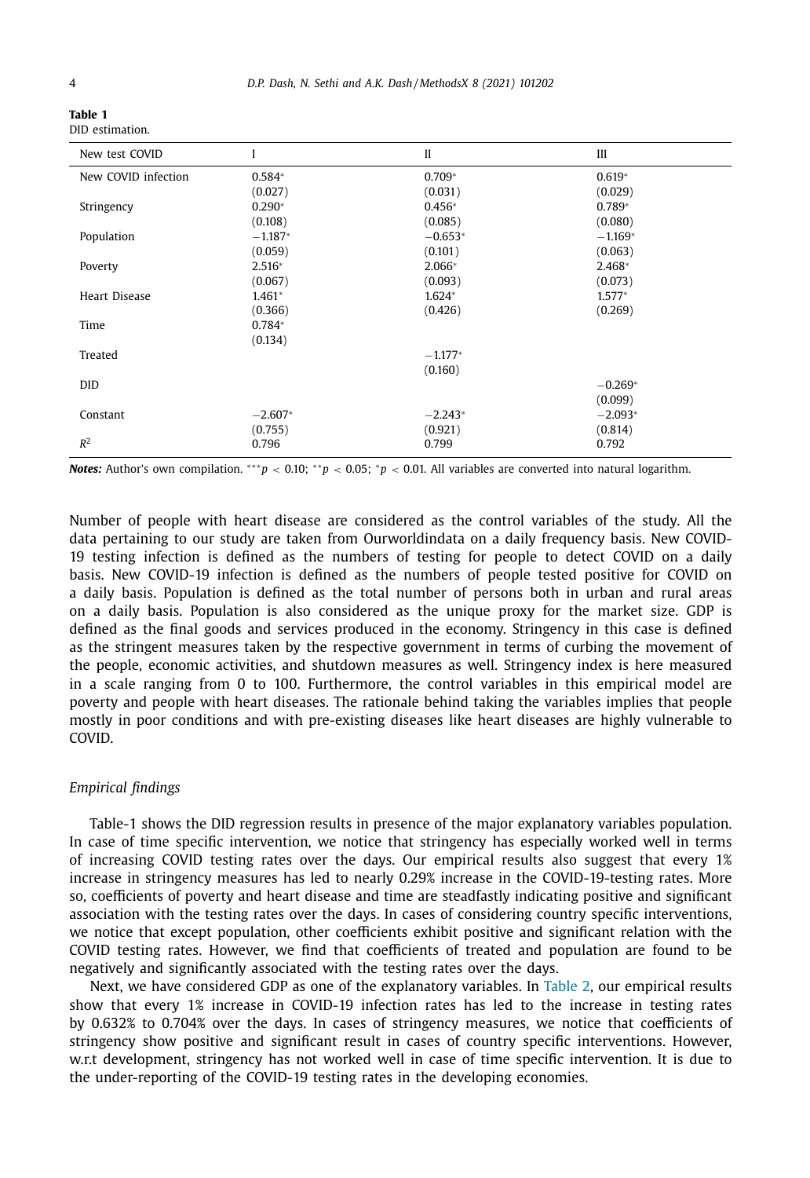**Table 1**
DID estimation.

| New test COVID | I | II | III |
|---|---|---|---|
| New COVID infection | 0.584* | 0.709* | 0.619* |
| | (0.027) | (0.031) | (0.029) |
| Stringency | 0.290* | 0.456* | 0.789* |
| | (0.108) | (0.085) | (0.080) |
| Population | −1.187* | −0.653* | −1.169* |
| | (0.059) | (0.101) | (0.063) |
| Poverty | 2.516* | 2.066* | 2.468* |
| | (0.067) | (0.093) | (0.073) |
| Heart Disease | 1.461* | 1.624* | 1.577* |
| | (0.366) | (0.426) | (0.269) |
| Time | 0.784* | | |
| | (0.134) | | |
| Treated | | −1.177* | |
| | | (0.160) | |
| DID | | | −0.269* |
| | | | (0.099) |
| Constant | −2.607* | −2.243* | −2.093* |
| | (0.755) | (0.921) | (0.814) |
| $R^2$ | 0.796 | 0.799 | 0.792 |

***Notes:*** Author's own compilation. $^{***}p < 0.10$; $^{**}p < 0.05$; $^{*}p < 0.01$. All variables are converted into natural logarithm.

Number of people with heart disease are considered as the control variables of the study. All the data pertaining to our study are taken from Ourworldindata on a daily frequency basis. New COVID-19 testing infection is defined as the numbers of testing for people to detect COVID on a daily basis. New COVID-19 infection is defined as the numbers of people tested positive for COVID on a daily basis. Population is defined as the total number of persons both in urban and rural areas on a daily basis. Population is also considered as the unique proxy for the market size. GDP is defined as the final goods and services produced in the economy. Stringency in this case is defined as the stringent measures taken by the respective government in terms of curbing the movement of the people, economic activities, and shutdown measures as well. Stringency index is here measured in a scale ranging from 0 to 100. Furthermore, the control variables in this empirical model are poverty and people with heart diseases. The rationale behind taking the variables implies that people mostly in poor conditions and with pre-existing diseases like heart diseases are highly vulnerable to COVID.

### *Empirical findings*

Table-1 shows the DID regression results in presence of the major explanatory variables population. In case of time specific intervention, we notice that stringency has especially worked well in terms of increasing COVID testing rates over the days. Our empirical results also suggest that every 1% increase in stringency measures has led to nearly 0.29% increase in the COVID-19-testing rates. More so, coefficients of poverty and heart disease and time are steadfastly indicating positive and significant association with the testing rates over the days. In cases of considering country specific interventions, we notice that except population, other coefficients exhibit positive and significant relation with the COVID testing rates. However, we find that coefficients of treated and population are found to be negatively and significantly associated with the testing rates over the days.

Next, we have considered GDP as one of the explanatory variables. In Table 2, our empirical results show that every 1% increase in COVID-19 infection rates has led to the increase in testing rates by 0.632% to 0.704% over the days. In cases of stringency measures, we notice that coefficients of stringency show positive and significant result in cases of country specific interventions. However, w.r.t development, stringency has not worked well in case of time specific intervention. It is due to the under-reporting of the COVID-19 testing rates in the developing economies.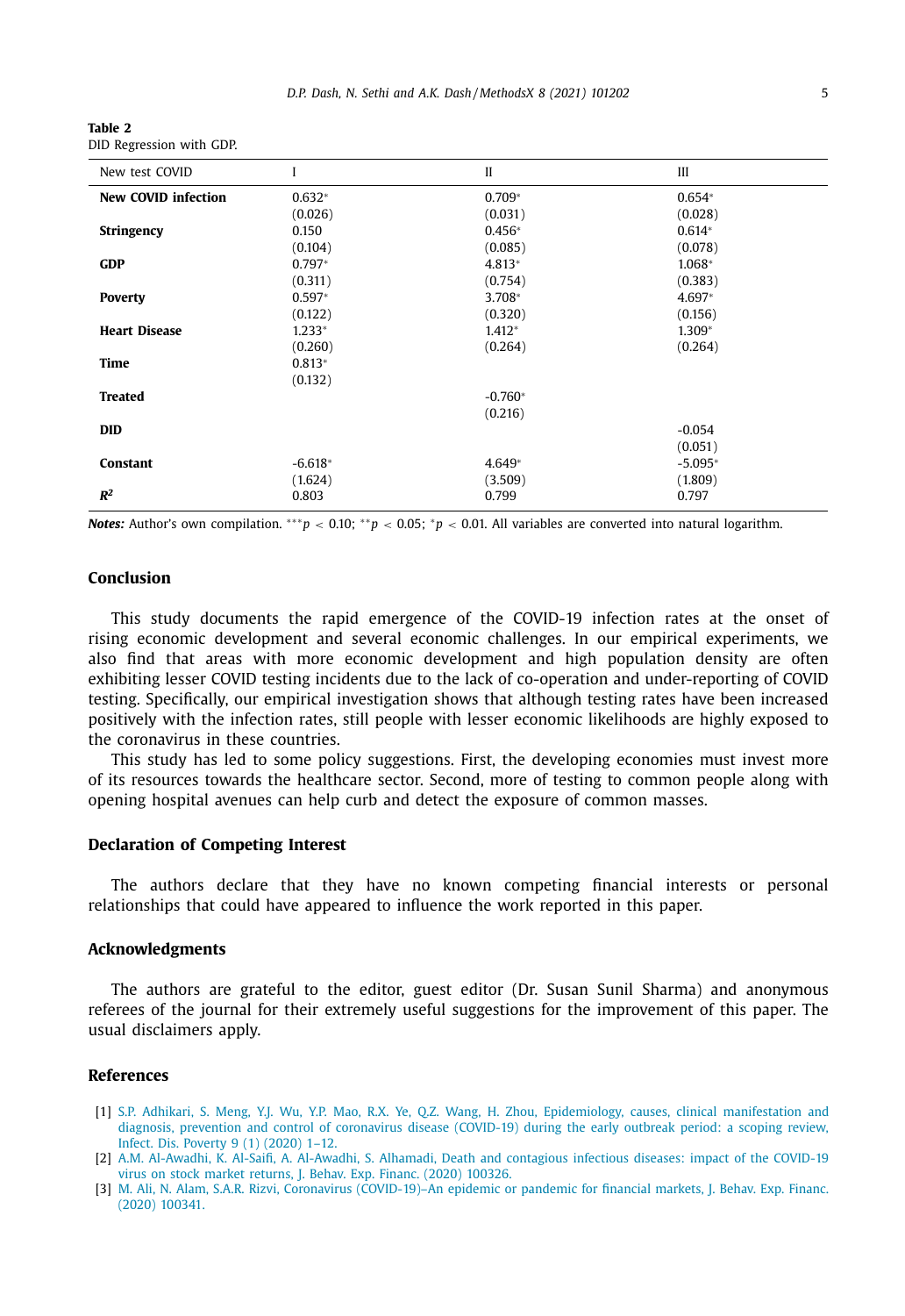**Table 2**
DID Regression with GDP.

| New test COVID | I | II | III |
|---|---|---|---|
| **New COVID infection** | 0.632* | 0.709* | 0.654* |
| | (0.026) | (0.031) | (0.028) |
| **Stringency** | 0.150 | 0.456* | 0.614* |
| | (0.104) | (0.085) | (0.078) |
| **GDP** | 0.797* | 4.813* | 1.068* |
| | (0.311) | (0.754) | (0.383) |
| **Poverty** | 0.597* | 3.708* | 4.697* |
| | (0.122) | (0.320) | (0.156) |
| **Heart Disease** | 1.233* | 1.412* | 1.309* |
| | (0.260) | (0.264) | (0.264) |
| **Time** | 0.813* | | |
| | (0.132) | | |
| **Treated** | | -0.760* | |
| | | (0.216) | |
| **DID** | | | -0.054 |
| | | | (0.051) |
| **Constant** | -6.618* | 4.649* | -5.095* |
| | (1.624) | (3.509) | (1.809) |
| $R^2$ | 0.803 | 0.799 | 0.797 |

***Notes:*** Author's own compilation. $^{***}p < 0.10$; $^{**}p < 0.05$; $^{*}p < 0.01$. All variables are converted into natural logarithm.

## Conclusion

This study documents the rapid emergence of the COVID-19 infection rates at the onset of rising economic development and several economic challenges. In our empirical experiments, we also find that areas with more economic development and high population density are often exhibiting lesser COVID testing incidents due to the lack of co-operation and under-reporting of COVID testing. Specifically, our empirical investigation shows that although testing rates have been increased positively with the infection rates, still people with lesser economic likelihoods are highly exposed to the coronavirus in these countries.

This study has led to some policy suggestions. First, the developing economies must invest more of its resources towards the healthcare sector. Second, more of testing to common people along with opening hospital avenues can help curb and detect the exposure of common masses.

## Declaration of Competing Interest

The authors declare that they have no known competing financial interests or personal relationships that could have appeared to influence the work reported in this paper.

## Acknowledgments

The authors are grateful to the editor, guest editor (Dr. Susan Sunil Sharma) and anonymous referees of the journal for their extremely useful suggestions for the improvement of this paper. The usual disclaimers apply.

## References

[1] S.P. Adhikari, S. Meng, Y.J. Wu, Y.P. Mao, R.X. Ye, Q.Z. Wang, H. Zhou, Epidemiology, causes, clinical manifestation and diagnosis, prevention and control of coronavirus disease (COVID-19) during the early outbreak period: a scoping review, Infect. Dis. Poverty 9 (1) (2020) 1–12.

[2] A.M. Al-Awadhi, K. Al-Saifi, A. Al-Awadhi, S. Alhamadi, Death and contagious infectious diseases: impact of the COVID-19 virus on stock market returns, J. Behav. Exp. Financ. (2020) 100326.

[3] M. Ali, N. Alam, S.A.R. Rizvi, Coronavirus (COVID-19)–An epidemic or pandemic for financial markets, J. Behav. Exp. Financ. (2020) 100341.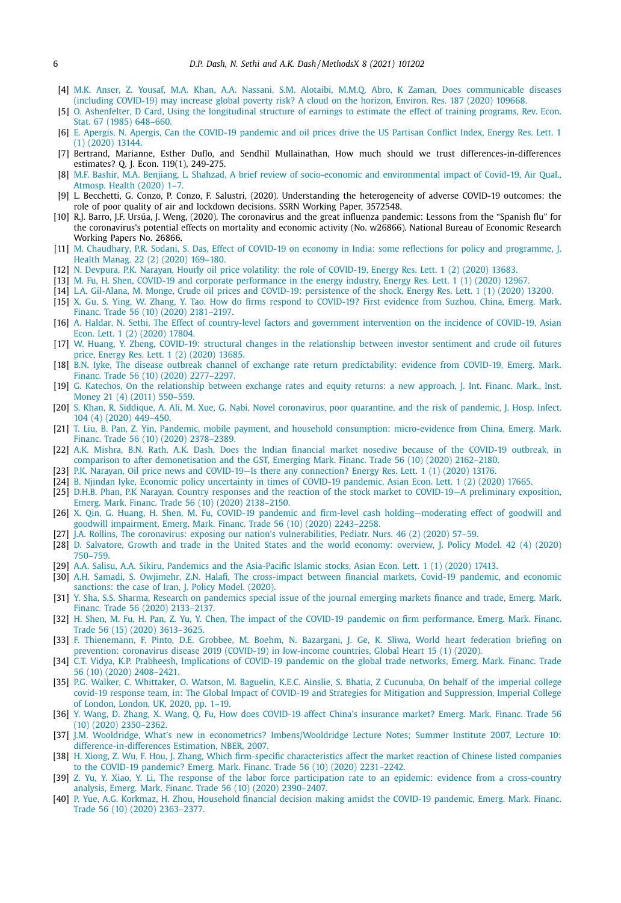[4] M.K. Anser, Z. Yousaf, M.A. Khan, A.A. Nassani, S.M. Alotaibi, M.M.Q. Abro, K Zaman, Does communicable diseases (including COVID-19) may increase global poverty risk? A cloud on the horizon, Environ. Res. 187 (2020) 109668.

[5] O. Ashenfelter, D Card, Using the longitudinal structure of earnings to estimate the effect of training programs, Rev. Econ. Stat. 67 (1985) 648–660.

[6] E. Apergis, N. Apergis, Can the COVID-19 pandemic and oil prices drive the US Partisan Conflict Index, Energy Res. Lett. 1 (1) (2020) 13144.

[7] Bertrand, Marianne, Esther Duflo, and Sendhil Mullainathan, How much should we trust differences-in-differences estimates? Q. J. Econ. 119(1), 249-275.

[8] M.F. Bashir, M.A. Benjiang, L. Shahzad, A brief review of socio-economic and environmental impact of Covid-19, Air Qual., Atmosp. Health (2020) 1–7.

[9] L. Becchetti, G. Conzo, P. Conzo, F. Salustri, (2020). Understanding the heterogeneity of adverse COVID-19 outcomes: the role of poor quality of air and lockdown decisions. SSRN Working Paper, 3572548.

[10] R.J. Barro, J.F. Ursúa, J. Weng, (2020). The coronavirus and the great influenza pandemic: Lessons from the "Spanish flu" for the coronavirus's potential effects on mortality and economic activity (No. w26866). National Bureau of Economic Research Working Papers No. 26866.

[11] M. Chaudhary, P.R. Sodani, S. Das, Effect of COVID-19 on economy in India: some reflections for policy and programme, J. Health Manag. 22 (2) (2020) 169–180.

[12] N. Devpura, P.K. Narayan, Hourly oil price volatility: the role of COVID-19, Energy Res. Lett. 1 (2) (2020) 13683.

[13] M. Fu, H. Shen, COVID-19 and corporate performance in the energy industry, Energy Res. Lett. 1 (1) (2020) 12967.

[14] L.A. Gil-Alana, M. Monge, Crude oil prices and COVID-19: persistence of the shock, Energy Res. Lett. 1 (1) (2020) 13200.

[15] X. Gu, S. Ying, W. Zhang, Y. Tao, How do firms respond to COVID-19? First evidence from Suzhou, China, Emerg. Mark. Financ. Trade 56 (10) (2020) 2181–2197.

[16] A. Haldar, N. Sethi, The Effect of country-level factors and government intervention on the incidence of COVID-19, Asian Econ. Lett. 1 (2) (2020) 17804.

[17] W. Huang, Y. Zheng, COVID-19: structural changes in the relationship between investor sentiment and crude oil futures price, Energy Res. Lett. 1 (2) (2020) 13685.

[18] B.N. Iyke, The disease outbreak channel of exchange rate return predictability: evidence from COVID-19, Emerg. Mark. Financ. Trade 56 (10) (2020) 2277–2297.

[19] G. Katechos, On the relationship between exchange rates and equity returns: a new approach, J. Int. Financ. Mark., Inst. Money 21 (4) (2011) 550–559.

[20] S. Khan, R. Siddique, A. Ali, M. Xue, G. Nabi, Novel coronavirus, poor quarantine, and the risk of pandemic, J. Hosp. Infect. 104 (4) (2020) 449–450.

[21] T. Liu, B. Pan, Z. Yin, Pandemic, mobile payment, and household consumption: micro-evidence from China, Emerg. Mark. Financ. Trade 56 (10) (2020) 2378–2389.

[22] A.K. Mishra, B.N. Rath, A.K. Dash, Does the Indian financial market nosedive because of the COVID-19 outbreak, in comparison to after demonetisation and the GST, Emerging Mark. Financ. Trade 56 (10) (2020) 2162–2180.

[23] P.K. Narayan, Oil price news and COVID-19—Is there any connection? Energy Res. Lett. 1 (1) (2020) 13176.

[24] B. Njindan Iyke, Economic policy uncertainty in times of COVID-19 pandemic, Asian Econ. Lett. 1 (2) (2020) 17665.

[25] D.H.B. Phan, P.K Narayan, Country responses and the reaction of the stock market to COVID-19—A preliminary exposition, Emerg. Mark. Financ. Trade 56 (10) (2020) 2138–2150.

[26] X. Qin, G. Huang, H. Shen, M. Fu, COVID-19 pandemic and firm-level cash holding—moderating effect of goodwill and goodwill impairment, Emerg. Mark. Financ. Trade 56 (10) (2020) 2243–2258.

[27] J.A. Rollins, The coronavirus: exposing our nation's vulnerabilities, Pediatr. Nurs. 46 (2) (2020) 57–59.

[28] D. Salvatore, Growth and trade in the United States and the world economy: overview, J. Policy Model. 42 (4) (2020) 750–759.

[29] A.A. Salisu, A.A. Sikiru, Pandemics and the Asia-Pacific Islamic stocks, Asian Econ. Lett. 1 (1) (2020) 17413.

[30] A.H. Samadi, S. Owjimehr, Z.N. Halafi, The cross-impact between financial markets, Covid-19 pandemic, and economic sanctions: the case of Iran, J. Policy Model. (2020).

[31] Y. Sha, S.S. Sharma, Research on pandemics special issue of the journal emerging markets finance and trade, Emerg. Mark. Financ. Trade 56 (2020) 2133–2137.

[32] H. Shen, M. Fu, H. Pan, Z. Yu, Y. Chen, The impact of the COVID-19 pandemic on firm performance, Emerg. Mark. Financ. Trade 56 (15) (2020) 3613–3625.

[33] F. Thienemann, F. Pinto, D.E. Grobbee, M. Boehm, N. Bazargani, J. Ge, K. Sliwa, World heart federation briefing on prevention: coronavirus disease 2019 (COVID-19) in low-income countries, Global Heart 15 (1) (2020).

[34] C.T. Vidya, K.P. Prabheesh, Implications of COVID-19 pandemic on the global trade networks, Emerg. Mark. Financ. Trade 56 (10) (2020) 2408–2421.

[35] P.G. Walker, C. Whittaker, O. Watson, M. Baguelin, K.E.C. Ainslie, S. Bhatia, Z Cucunuba, On behalf of the imperial college covid-19 response team, in: The Global Impact of COVID-19 and Strategies for Mitigation and Suppression, Imperial College of London, London, UK, 2020, pp. 1–19.

[36] Y. Wang, D. Zhang, X. Wang, Q. Fu, How does COVID-19 affect China's insurance market? Emerg. Mark. Financ. Trade 56 (10) (2020) 2350–2362.

[37] J.M. Wooldridge, What's new in econometrics? Imbens/Wooldridge Lecture Notes; Summer Institute 2007, Lecture 10: difference-in-differences Estimation, NBER, 2007.

[38] H. Xiong, Z. Wu, F. Hou, J. Zhang, Which firm-specific characteristics affect the market reaction of Chinese listed companies to the COVID-19 pandemic? Emerg. Mark. Financ. Trade 56 (10) (2020) 2231–2242.

[39] Z. Yu, Y. Xiao, Y. Li, The response of the labor force participation rate to an epidemic: evidence from a cross-country analysis, Emerg. Mark. Financ. Trade 56 (10) (2020) 2390–2407.

[40] P. Yue, A.G. Korkmaz, H. Zhou, Household financial decision making amidst the COVID-19 pandemic, Emerg. Mark. Financ. Trade 56 (10) (2020) 2363–2377.